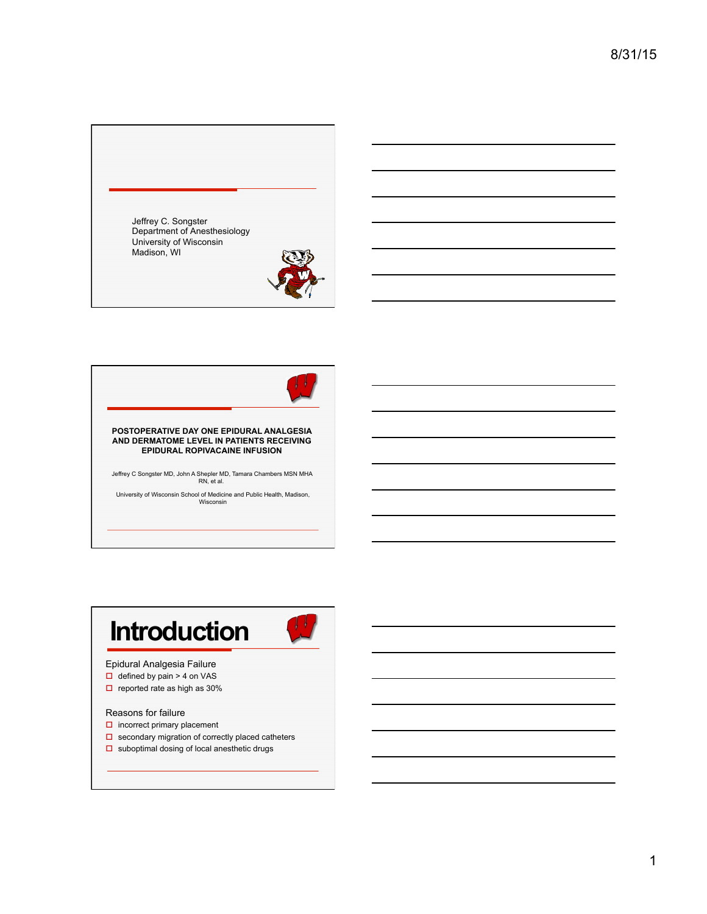Jeffrey C. Songster
Department of Anesthesiology
University of Wisconsin
Madison, WI

**POSTOPERATIVE DAY ONE EPIDURAL ANALGESIA AND DERMATOME LEVEL IN PATIENTS RECEIVING EPIDURAL ROPIVACAINE INFUSION**

Jeffrey C Songster MD, John A Shepler MD, Tamara Chambers MSN MHA RN, et al.

University of Wisconsin School of Medicine and Public Health, Madison, Wisconsin

# Introduction

Epidural Analgesia Failure

- defined by pain > 4 on VAS
- reported rate as high as 30%

Reasons for failure

- incorrect primary placement
- secondary migration of correctly placed catheters
- suboptimal dosing of local anesthetic drugs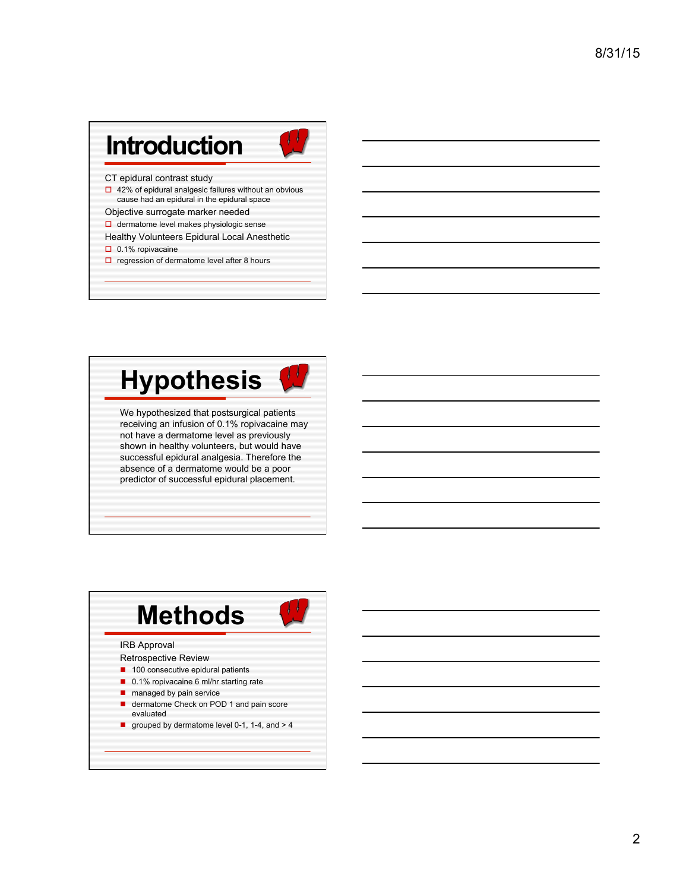## Introduction

CT epidural contrast study

- 42% of epidural analgesic failures without an obvious cause had an epidural in the epidural space

Objective surrogate marker needed

- dermatome level makes physiologic sense

Healthy Volunteers Epidural Local Anesthetic

- 0.1% ropivacaine
- regression of dermatome level after 8 hours

## Hypothesis

We hypothesized that postsurgical patients receiving an infusion of 0.1% ropivacaine may not have a dermatome level as previously shown in healthy volunteers, but would have successful epidural analgesia. Therefore the absence of a dermatome would be a poor predictor of successful epidural placement.

## Methods

IRB Approval

Retrospective Review

- 100 consecutive epidural patients
- 0.1% ropivacaine 6 ml/hr starting rate
- managed by pain service
- dermatome Check on POD 1 and pain score evaluated
- grouped by dermatome level 0-1, 1-4, and > 4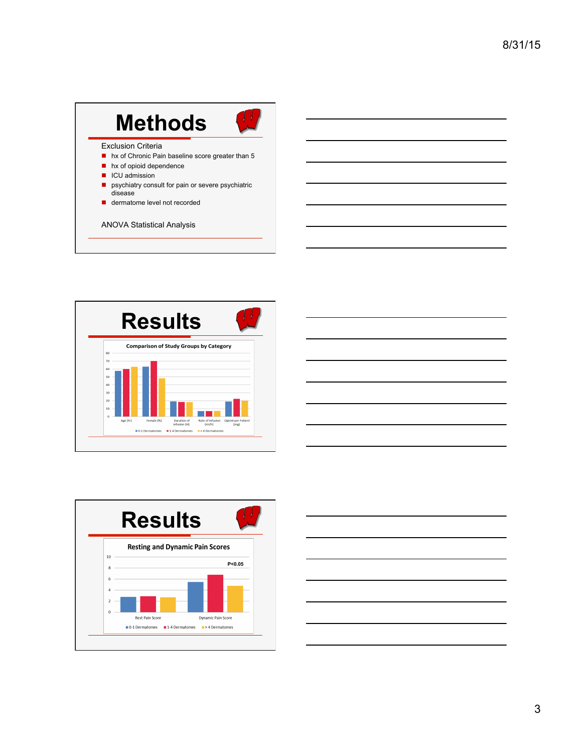# Methods

Exclusion Criteria

- hx of Chronic Pain baseline score greater than 5
- hx of opioid dependence
- ICU admission
- psychiatry consult for pain or severe psychiatric disease
- dermatome level not recorded

ANOVA Statistical Analysis

# Results

**Comparison of Study Groups by Category**

Categories: Age (Yr), Female (%), Duration of Infusion (H), Rate of Infusion (ml/h), Opioid per Patient (mg)

Legend: 0-1 Dermatomes, 1-4 Dermatomes, > 4 Dermatomes

# Results

**Resting and Dynamic Pain Scores**

P<0.05

Categories: Rest Pain Score, Dynamic Pain Score

Legend: 0-1 Dermatomes, 1-4 Dermatomes, > 4 Dermatomes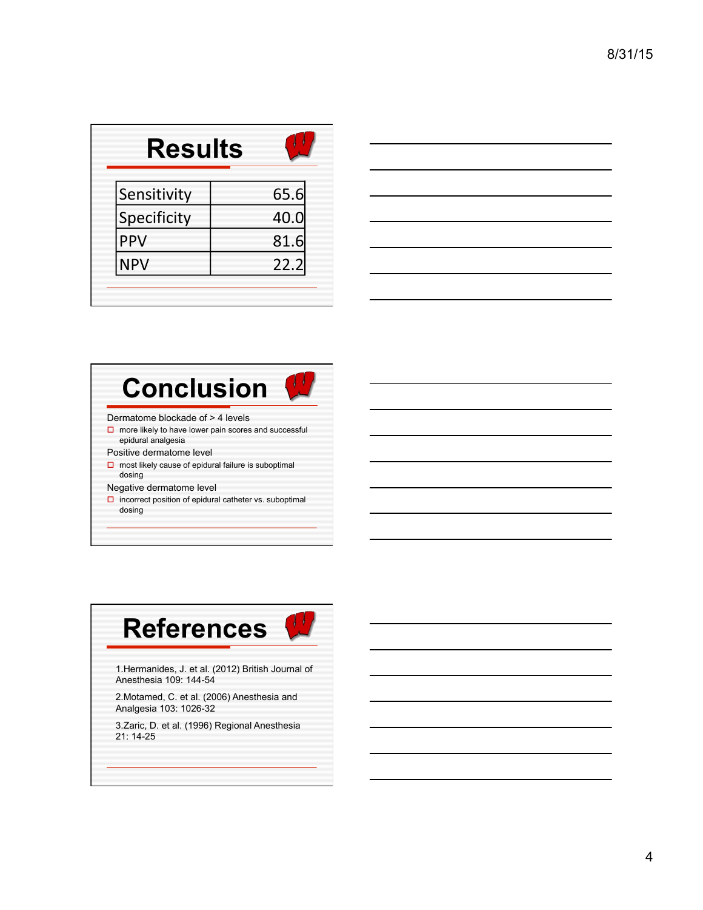# Results

| Sensitivity | 65.6 |
|---|---|
| Specificity | 40.0 |
| PPV | 81.6 |
| NPV | 22.2 |

# Conclusion

Dermatome blockade of > 4 levels

- more likely to have lower pain scores and successful epidural analgesia

Positive dermatome level

- most likely cause of epidural failure is suboptimal dosing

Negative dermatome level

- incorrect position of epidural catheter vs. suboptimal dosing

# References

1. Hermanides, J. et al. (2012) British Journal of Anesthesia 109: 144-54
2. Motamed, C. et al. (2006) Anesthesia and Analgesia 103: 1026-32
3. Zaric, D. et al. (1996) Regional Anesthesia 21: 14-25